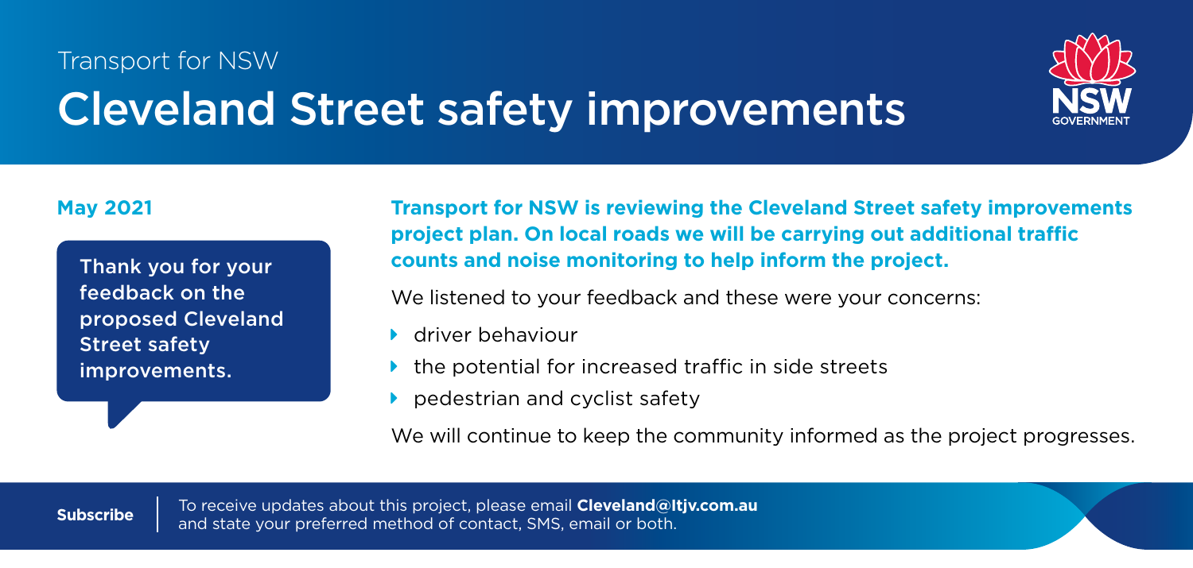Transport for NSW

# Cleveland Street safety improvements

**May 2021**

Thank you for your feedback on the proposed Cleveland Street safety improvements.

**Transport for NSW is reviewing the Cleveland Street safety improvements project plan. On local roads we will be carrying out additional traffic counts and noise monitoring to help inform the project.**

We listened to your feedback and these were your concerns:

- driver behaviour
- the potential for increased traffic in side streets
- pedestrian and cyclist safety

We will continue to keep the community informed as the project progresses.

**Subscribe** | To receive updates about this project, please email **Cleveland@ltjv.com.au** and state your preferred method of contact, SMS, email or both.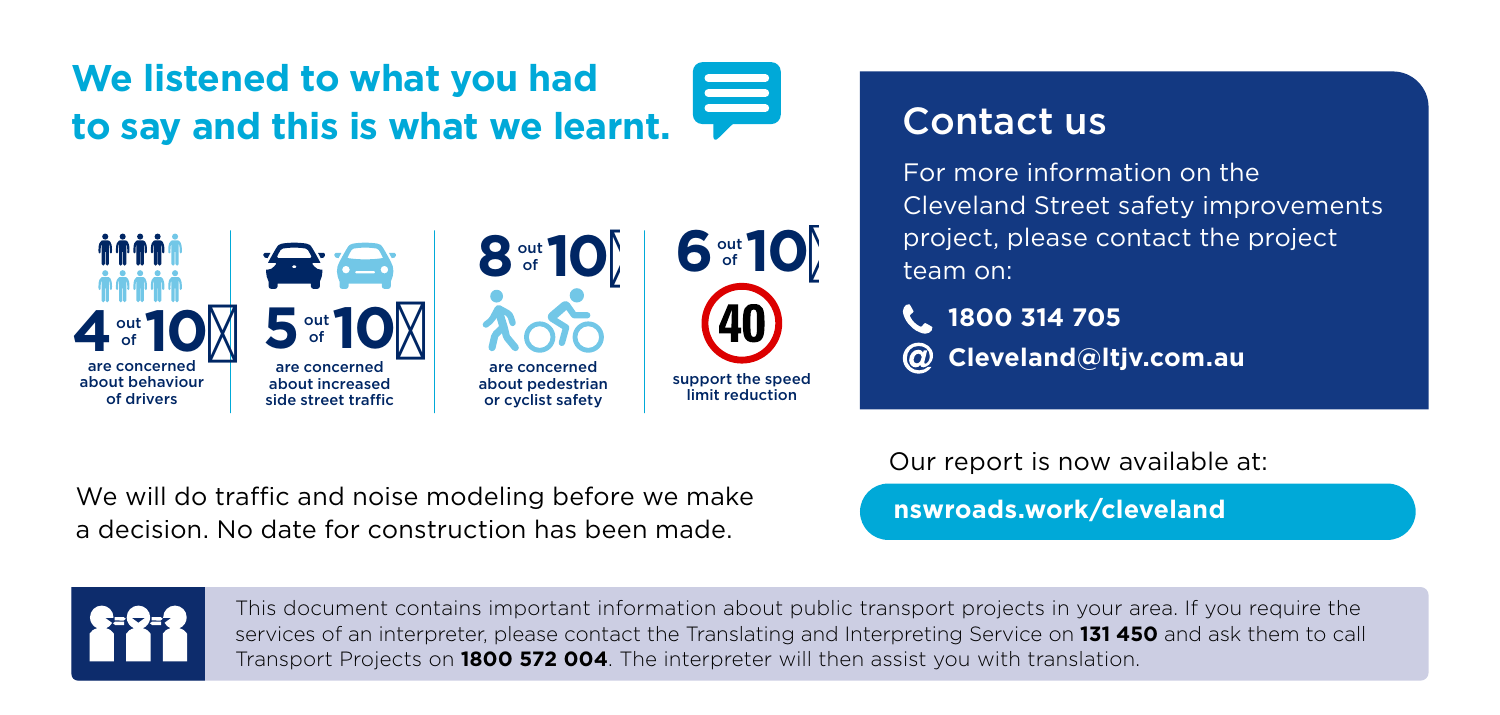## We listened to what you had to say and this is what we learnt.

**4 out of 10** are concerned about behaviour of drivers

**5 out of 10** are concerned about increased side street traffic

**8 out of 10** are concerned about pedestrian or cyclist safety

**6 out of 10** support the speed limit reduction

40

We will do traffic and noise modeling before we make a decision. No date for construction has been made.

## Contact us

For more information on the Cleveland Street safety improvements project, please contact the project team on:

**1800 314 705**

**Cleveland@ltjv.com.au**

Our report is now available at:

**nswroads.work/cleveland**

This document contains important information about public transport projects in your area. If you require the services of an interpreter, please contact the Translating and Interpreting Service on **131 450** and ask them to call Transport Projects on **1800 572 004**. The interpreter will then assist you with translation.